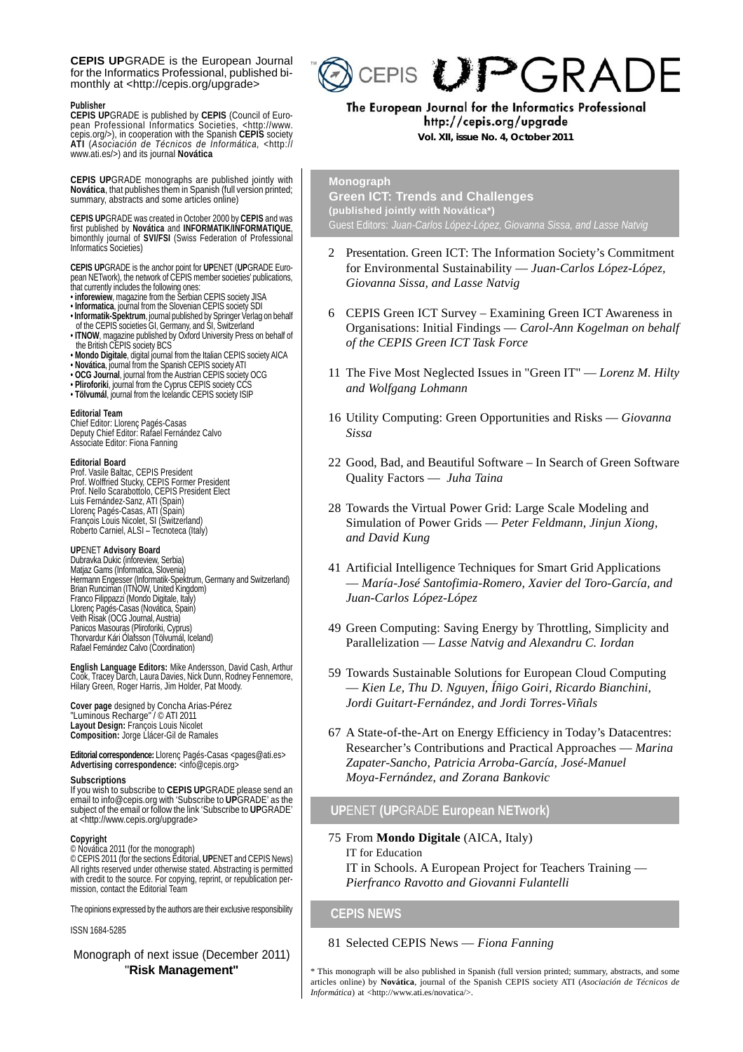**CEPIS UP**GRADE is the European Journal for the Informatics Professional, published bimonthly at <http://cepis.org/upgrade>

**Publisher**
**CEPIS UP**GRADE is published by **CEPIS** (Council of European Professional Informatics Societies, <http://www.cepis.org/>), in cooperation with the Spanish **CEPIS** society **ATI** (*Asociación de Técnicos de Informática*, <http://www.ati.es/>) and its journal **Novática**

**CEPIS UP**GRADE monographs are published jointly with **Novática**, that publishes them in Spanish (full version printed; summary, abstracts and some articles online)

**CEPIS UP**GRADE was created in October 2000 by **CEPIS** and was first published by **Novática** and **INFORMATIK/INFORMATIQUE**, bimonthly journal of **SVI/FSI** (Swiss Federation of Professional Informatics Societies)

**CEPIS UP**GRADE is the anchor point for **UP**ENET (**UP**GRADE European NETwork), the network of CEPIS member societies' publications, that currently includes the following ones:
- **inforewiew**, magazine from the Serbian CEPIS society JISA
- **Informatica**, journal from the Slovenian CEPIS society SDI
- **Informatik-Spektrum**, journal published by Springer Verlag on behalf of the CEPIS societies GI, Germany, and SI, Switzerland
- **ITNOW**, magazine published by Oxford University Press on behalf of the British CEPIS society BCS
- **Mondo Digitale**, digital journal from the Italian CEPIS society AICA
- **Novática**, journal from the Spanish CEPIS society ATI
- **OCG Journal**, journal from the Austrian CEPIS society OCG
- **Pliroforiki**, journal from the Cyprus CEPIS society CCS
- **Tölvumál**, journal from the Icelandic CEPIS society ISIP

**Editorial Team**
Chief Editor: Llorenç Pagés-Casas
Deputy Chief Editor: Rafael Fernández Calvo
Associate Editor: Fiona Fanning

**Editorial Board**
Prof. Vasile Baltac, CEPIS President
Prof. Wolffried Stucky, CEPIS Former President
Prof. Nello Scarabottolo, CEPIS President Elect
Luis Fernández-Sanz, ATI (Spain)
Llorenç Pagés-Casas, ATI (Spain)
François Louis Nicolet, SI (Switzerland)
Roberto Carniel, ALSI – Tecnoteca (Italy)

**UP**ENET **Advisory Board**
Dubravka Dukic (inforeview, Serbia)
Matjaz Gams (Informatica, Slovenia)
Hermann Engesser (Informatik-Spektrum, Germany and Switzerland)
Brian Runciman (ITNOW, United Kingdom)
Franco Filippazzi (Mondo Digitale, Italy)
Llorenç Pagés-Casas (Novática, Spain)
Veith Risak (OCG Journal, Austria)
Panicos Masouras (Pliroforiki, Cyprus)
Thorvardur Kári Ólafsson (Tölvumál, Iceland)
Rafael Fernández Calvo (Coordination)

**English Language Editors:** Mike Andersson, David Cash, Arthur Cook, Tracey Darch, Laura Davies, Nick Dunn, Rodney Fennemore, Hilary Green, Roger Harris, Jim Holder, Pat Moody.

**Cover page** designed by Concha Arias-Pérez
"Luminous Recharge" / © ATI 2011
**Layout Design:** François Louis Nicolet
**Composition:** Jorge Llácer-Gil de Ramales

**Editorial correspondence:** Llorenç Pagés-Casas <pages@ati.es>
**Advertising correspondence:** <info@cepis.org>

**Subscriptions**
If you wish to subscribe to **CEPIS UP**GRADE please send an email to info@cepis.org with 'Subscribe to **UP**GRADE' as the subject of the email or follow the link 'Subscribe to **UP**GRADE' at <http://www.cepis.org/upgrade>

**Copyright**
© Novática 2011 (for the monograph)
© CEPIS 2011 (for the sections Editorial, **UP**ENET and CEPIS News)
All rights reserved under otherwise stated. Abstracting is permitted with credit to the source. For copying, reprint, or republication permission, contact the Editorial Team

The opinions expressed by the authors are their exclusive responsibility

ISSN 1684-5285

Monograph of next issue (December 2011)
"**Risk Management**"

# CEPIS UPGRADE

**The European Journal for the Informatics Professional**
**http://cepis.org/upgrade**
**Vol. XII, issue No. 4, October 2011**

## Monograph
**Green ICT: Trends and Challenges**
**(published jointly with Novática*)**
Guest Editors: *Juan-Carlos López-López, Giovanna Sissa, and Lasse Natvig*

2 Presentation. Green ICT: The Information Society's Commitment for Environmental Sustainability — *Juan-Carlos López-López, Giovanna Sissa, and Lasse Natvig*

6 CEPIS Green ICT Survey – Examining Green ICT Awareness in Organisations: Initial Findings — *Carol-Ann Kogelman on behalf of the CEPIS Green ICT Task Force*

11 The Five Most Neglected Issues in "Green IT" — *Lorenz M. Hilty and Wolfgang Lohmann*

16 Utility Computing: Green Opportunities and Risks — *Giovanna Sissa*

22 Good, Bad, and Beautiful Software – In Search of Green Software Quality Factors — *Juha Taina*

28 Towards the Virtual Power Grid: Large Scale Modeling and Simulation of Power Grids — *Peter Feldmann, Jinjun Xiong, and David Kung*

41 Artificial Intelligence Techniques for Smart Grid Applications — *María-José Santofimia-Romero, Xavier del Toro-García, and Juan-Carlos López-López*

49 Green Computing: Saving Energy by Throttling, Simplicity and Parallelization — *Lasse Natvig and Alexandru C. Iordan*

59 Towards Sustainable Solutions for European Cloud Computing — *Kien Le, Thu D. Nguyen, Íñigo Goiri, Ricardo Bianchini, Jordi Guitart-Fernández, and Jordi Torres-Viñals*

67 A State-of-the-Art on Energy Efficiency in Today's Datacentres: Researcher's Contributions and Practical Approaches — *Marina Zapater-Sancho, Patricia Arroba-García, José-Manuel Moya-Fernández, and Zorana Bankovic*

## UPENET (UPGRADE European NETwork)

75 From **Mondo Digitale** (AICA, Italy)
IT for Education
IT in Schools. A European Project for Teachers Training — *Pierfranco Ravotto and Giovanni Fulantelli*

## CEPIS NEWS

81 Selected CEPIS News — *Fiona Fanning*

\* This monograph will be also published in Spanish (full version printed; summary, abstracts, and some articles online) by **Novática**, journal of the Spanish CEPIS society ATI (*Asociación de Técnicos de Informática*) at <http://www.ati.es/novatica/>.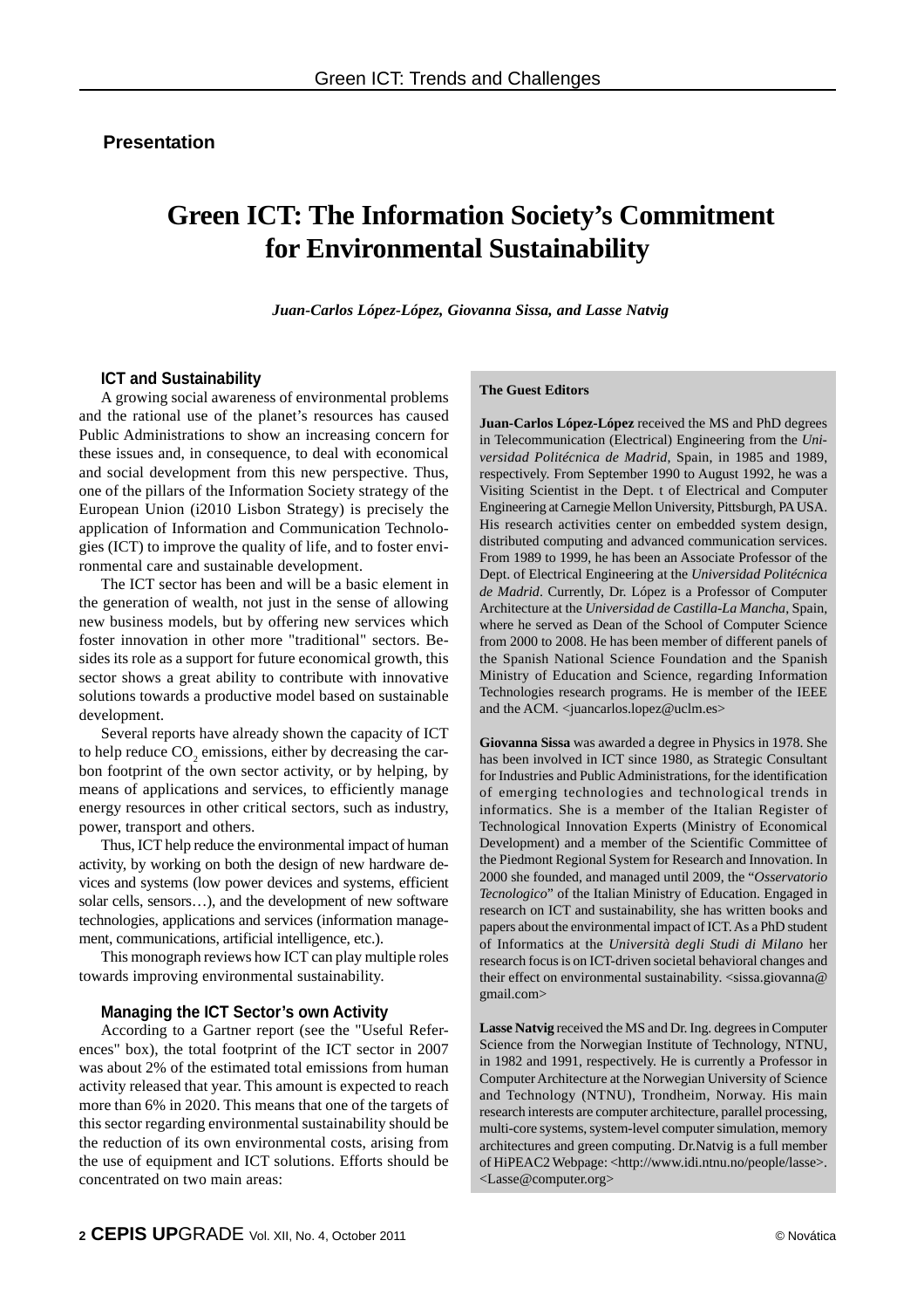**Presentation**

# Green ICT: The Information Society's Commitment for Environmental Sustainability

***Juan-Carlos López-López, Giovanna Sissa, and Lasse Natvig***

## ICT and Sustainability

A growing social awareness of environmental problems and the rational use of the planet's resources has caused Public Administrations to show an increasing concern for these issues and, in consequence, to deal with economical and social development from this new perspective. Thus, one of the pillars of the Information Society strategy of the European Union (i2010 Lisbon Strategy) is precisely the application of Information and Communication Technologies (ICT) to improve the quality of life, and to foster environmental care and sustainable development.

The ICT sector has been and will be a basic element in the generation of wealth, not just in the sense of allowing new business models, but by offering new services which foster innovation in other more "traditional" sectors. Besides its role as a support for future economical growth, this sector shows a great ability to contribute with innovative solutions towards a productive model based on sustainable development.

Several reports have already shown the capacity of ICT to help reduce $CO_2$ emissions, either by decreasing the carbon footprint of the own sector activity, or by helping, by means of applications and services, to efficiently manage energy resources in other critical sectors, such as industry, power, transport and others.

Thus, ICT help reduce the environmental impact of human activity, by working on both the design of new hardware devices and systems (low power devices and systems, efficient solar cells, sensors…), and the development of new software technologies, applications and services (information management, communications, artificial intelligence, etc.).

This monograph reviews how ICT can play multiple roles towards improving environmental sustainability.

## Managing the ICT Sector's own Activity

According to a Gartner report (see the "Useful References" box), the total footprint of the ICT sector in 2007 was about 2% of the estimated total emissions from human activity released that year. This amount is expected to reach more than 6% in 2020. This means that one of the targets of this sector regarding environmental sustainability should be the reduction of its own environmental costs, arising from the use of equipment and ICT solutions. Efforts should be concentrated on two main areas:

**The Guest Editors**

**Juan-Carlos López-López** received the MS and PhD degrees in Telecommunication (Electrical) Engineering from the *Universidad Politécnica de Madrid*, Spain, in 1985 and 1989, respectively. From September 1990 to August 1992, he was a Visiting Scientist in the Dept. t of Electrical and Computer Engineering at Carnegie Mellon University, Pittsburgh, PA USA. His research activities center on embedded system design, distributed computing and advanced communication services. From 1989 to 1999, he has been an Associate Professor of the Dept. of Electrical Engineering at the *Universidad Politécnica de Madrid*. Currently, Dr. López is a Professor of Computer Architecture at the *Universidad de Castilla-La Mancha*, Spain, where he served as Dean of the School of Computer Science from 2000 to 2008. He has been member of different panels of the Spanish National Science Foundation and the Spanish Ministry of Education and Science, regarding Information Technologies research programs. He is member of the IEEE and the ACM. <juancarlos.lopez@uclm.es>

**Giovanna Sissa** was awarded a degree in Physics in 1978. She has been involved in ICT since 1980, as Strategic Consultant for Industries and Public Administrations, for the identification of emerging technologies and technological trends in informatics. She is a member of the Italian Register of Technological Innovation Experts (Ministry of Economical Development) and a member of the Scientific Committee of the Piedmont Regional System for Research and Innovation. In 2000 she founded, and managed until 2009, the "*Osservatorio Tecnologico*" of the Italian Ministry of Education. Engaged in research on ICT and sustainability, she has written books and papers about the environmental impact of ICT. As a PhD student of Informatics at the *Università degli Studi di Milano* her research focus is on ICT-driven societal behavioral changes and their effect on environmental sustainability. <sissa.giovanna@gmail.com>

**Lasse Natvig** received the MS and Dr. Ing. degrees in Computer Science from the Norwegian Institute of Technology, NTNU, in 1982 and 1991, respectively. He is currently a Professor in Computer Architecture at the Norwegian University of Science and Technology (NTNU), Trondheim, Norway. His main research interests are computer architecture, parallel processing, multi-core systems, system-level computer simulation, memory architectures and green computing. Dr.Natvig is a full member of HiPEAC2 Webpage: <http://www.idi.ntnu.no/people/lasse>. <Lasse@computer.org>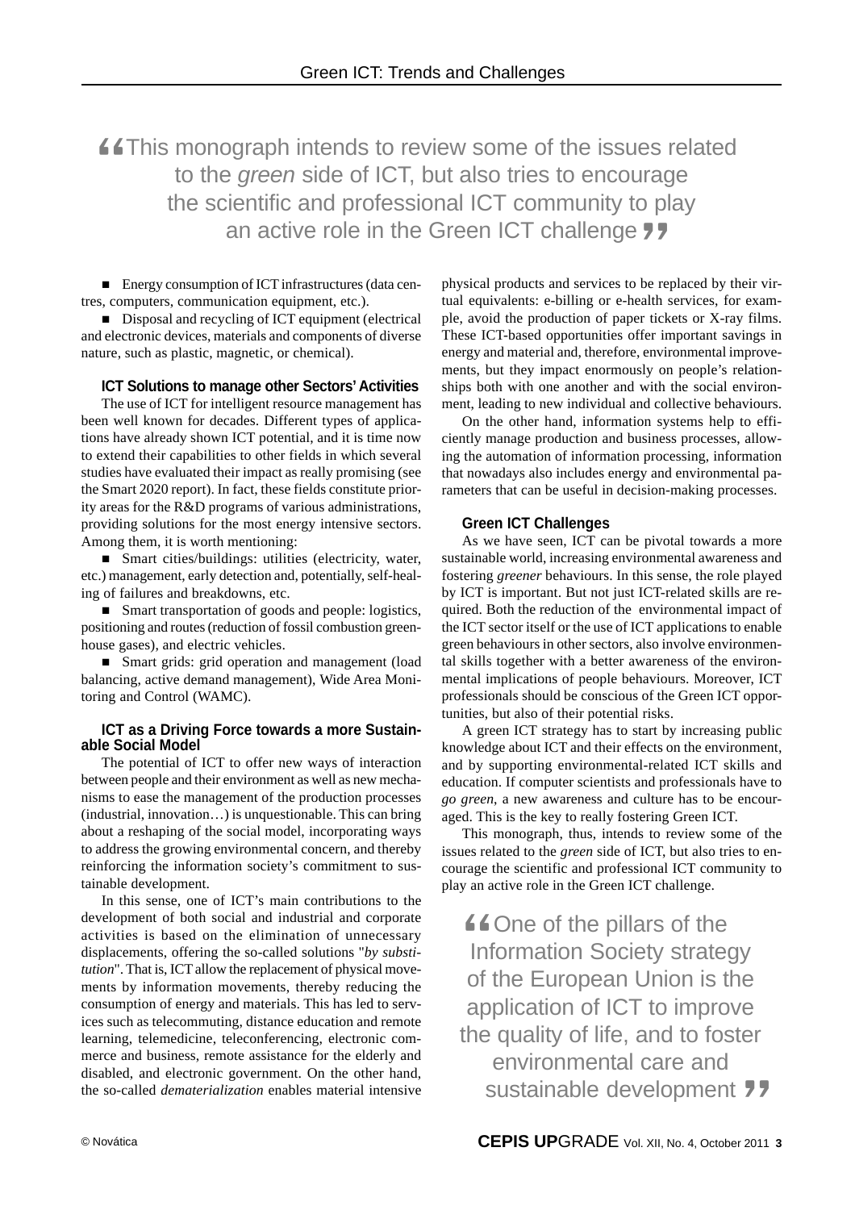> "This monograph intends to review some of the issues related to the *green* side of ICT, but also tries to encourage the scientific and professional ICT community to play an active role in the Green ICT challenge"

- Energy consumption of ICT infrastructures (data centres, computers, communication equipment, etc.).
- Disposal and recycling of ICT equipment (electrical and electronic devices, materials and components of diverse nature, such as plastic, magnetic, or chemical).

### ICT Solutions to manage other Sectors' Activities

The use of ICT for intelligent resource management has been well known for decades. Different types of applications have already shown ICT potential, and it is time now to extend their capabilities to other fields in which several studies have evaluated their impact as really promising (see the Smart 2020 report). In fact, these fields constitute priority areas for the R&D programs of various administrations, providing solutions for the most energy intensive sectors. Among them, it is worth mentioning:

- Smart cities/buildings: utilities (electricity, water, etc.) management, early detection and, potentially, self-healing of failures and breakdowns, etc.
- Smart transportation of goods and people: logistics, positioning and routes (reduction of fossil combustion greenhouse gases), and electric vehicles.
- Smart grids: grid operation and management (load balancing, active demand management), Wide Area Monitoring and Control (WAMC).

### ICT as a Driving Force towards a more Sustainable Social Model

The potential of ICT to offer new ways of interaction between people and their environment as well as new mechanisms to ease the management of the production processes (industrial, innovation…) is unquestionable. This can bring about a reshaping of the social model, incorporating ways to address the growing environmental concern, and thereby reinforcing the information society's commitment to sustainable development.

In this sense, one of ICT's main contributions to the development of both social and industrial and corporate activities is based on the elimination of unnecessary displacements, offering the so-called solutions "*by substitution*". That is, ICT allow the replacement of physical movements by information movements, thereby reducing the consumption of energy and materials. This has led to services such as telecommuting, distance education and remote learning, telemedicine, teleconferencing, electronic commerce and business, remote assistance for the elderly and disabled, and electronic government. On the other hand, the so-called *dematerialization* enables material intensive physical products and services to be replaced by their virtual equivalents: e-billing or e-health services, for example, avoid the production of paper tickets or X-ray films. These ICT-based opportunities offer important savings in energy and material and, therefore, environmental improvements, but they impact enormously on people's relationships both with one another and with the social environment, leading to new individual and collective behaviours.

On the other hand, information systems help to efficiently manage production and business processes, allowing the automation of information processing, information that nowadays also includes energy and environmental parameters that can be useful in decision-making processes.

### Green ICT Challenges

As we have seen, ICT can be pivotal towards a more sustainable world, increasing environmental awareness and fostering *greener* behaviours. In this sense, the role played by ICT is important. But not just ICT-related skills are required. Both the reduction of the environmental impact of the ICT sector itself or the use of ICT applications to enable green behaviours in other sectors, also involve environmental skills together with a better awareness of the environmental implications of people behaviours. Moreover, ICT professionals should be conscious of the Green ICT opportunities, but also of their potential risks.

A green ICT strategy has to start by increasing public knowledge about ICT and their effects on the environment, and by supporting environmental-related ICT skills and education. If computer scientists and professionals have to *go green*, a new awareness and culture has to be encouraged. This is the key to really fostering Green ICT.

This monograph, thus, intends to review some of the issues related to the *green* side of ICT, but also tries to encourage the scientific and professional ICT community to play an active role in the Green ICT challenge.

> "One of the pillars of the Information Society strategy of the European Union is the application of ICT to improve the quality of life, and to foster environmental care and sustainable development"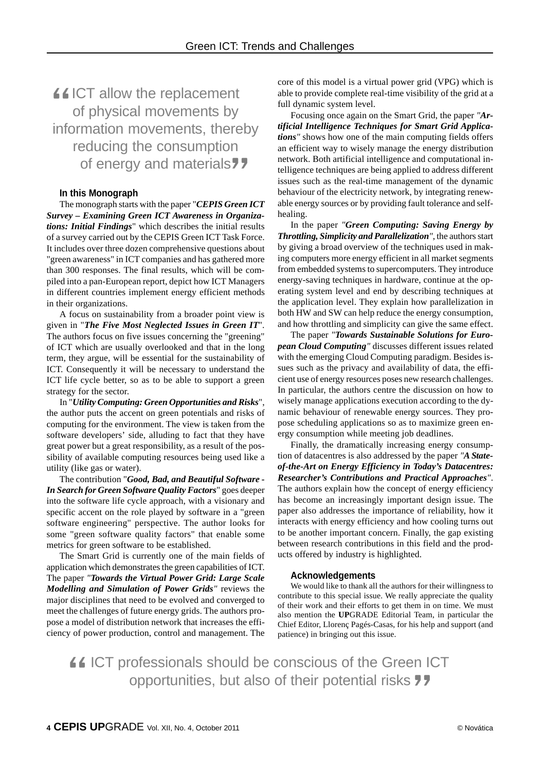> "ICT allow the replacement of physical movements by information movements, thereby reducing the consumption of energy and materials"

### In this Monograph

The monograph starts with the paper "***CEPIS Green ICT Survey – Examining Green ICT Awareness in Organizations: Initial Findings***" which describes the initial results of a survey carried out by the CEPIS Green ICT Task Force. It includes over three dozen comprehensive questions about "green awareness" in ICT companies and has gathered more than 300 responses. The final results, which will be compiled into a pan-European report, depict how ICT Managers in different countries implement energy efficient methods in their organizations.

A focus on sustainability from a broader point view is given in "***The Five Most Neglected Issues in Green IT***". The authors focus on five issues concerning the "greening" of ICT which are usually overlooked and that in the long term, they argue, will be essential for the sustainability of ICT. Consequently it will be necessary to understand the ICT life cycle better, so as to be able to support a green strategy for the sector.

In "***Utility Computing: Green Opportunities and Risks***", the author puts the accent on green potentials and risks of computing for the environment. The view is taken from the software developers' side, alluding to fact that they have great power but a great responsibility, as a result of the possibility of available computing resources being used like a utility (like gas or water).

The contribution "***Good, Bad, and Beautiful Software - In Search for Green Software Quality Factors***" goes deeper into the software life cycle approach, with a visionary and specific accent on the role played by software in a "green software engineering" perspective. The author looks for some "green software quality factors" that enable some metrics for green software to be established.

The Smart Grid is currently one of the main fields of application which demonstrates the green capabilities of ICT. The paper "***Towards the Virtual Power Grid: Large Scale Modelling and Simulation of Power Grids***" reviews the major disciplines that need to be evolved and converged to meet the challenges of future energy grids. The authors propose a model of distribution network that increases the efficiency of power production, control and management. The core of this model is a virtual power grid (VPG) which is able to provide complete real-time visibility of the grid at a full dynamic system level.

Focusing once again on the Smart Grid, the paper "***Artificial Intelligence Techniques for Smart Grid Applications***" shows how one of the main computing fields offers an efficient way to wisely manage the energy distribution network. Both artificial intelligence and computational intelligence techniques are being applied to address different issues such as the real-time management of the dynamic behaviour of the electricity network, by integrating renewable energy sources or by providing fault tolerance and self-healing.

In the paper "***Green Computing: Saving Energy by Throttling, Simplicity and Parallelization***", the authors start by giving a broad overview of the techniques used in making computers more energy efficient in all market segments from embedded systems to supercomputers. They introduce energy-saving techniques in hardware, continue at the operating system level and end by describing techniques at the application level. They explain how parallelization in both HW and SW can help reduce the energy consumption, and how throttling and simplicity can give the same effect.

The paper "***Towards Sustainable Solutions for European Cloud Computing***" discusses different issues related with the emerging Cloud Computing paradigm. Besides issues such as the privacy and availability of data, the efficient use of energy resources poses new research challenges. In particular, the authors centre the discussion on how to wisely manage applications execution according to the dynamic behaviour of renewable energy sources. They propose scheduling applications so as to maximize green energy consumption while meeting job deadlines.

Finally, the dramatically increasing energy consumption of datacentres is also addressed by the paper "***A State-of-the-Art on Energy Efficiency in Today's Datacentres: Researcher's Contributions and Practical Approaches***". The authors explain how the concept of energy efficiency has become an increasingly important design issue. The paper also addresses the importance of reliability, how it interacts with energy efficiency and how cooling turns out to be another important concern. Finally, the gap existing between research contributions in this field and the products offered by industry is highlighted.

### Acknowledgements

We would like to thank all the authors for their willingness to contribute to this special issue. We really appreciate the quality of their work and their efforts to get them in on time. We must also mention the **UP**GRADE Editorial Team, in particular the Chief Editor, Llorenç Pagés-Casas, for his help and support (and patience) in bringing out this issue.

> "ICT professionals should be conscious of the Green ICT opportunities, but also of their potential risks"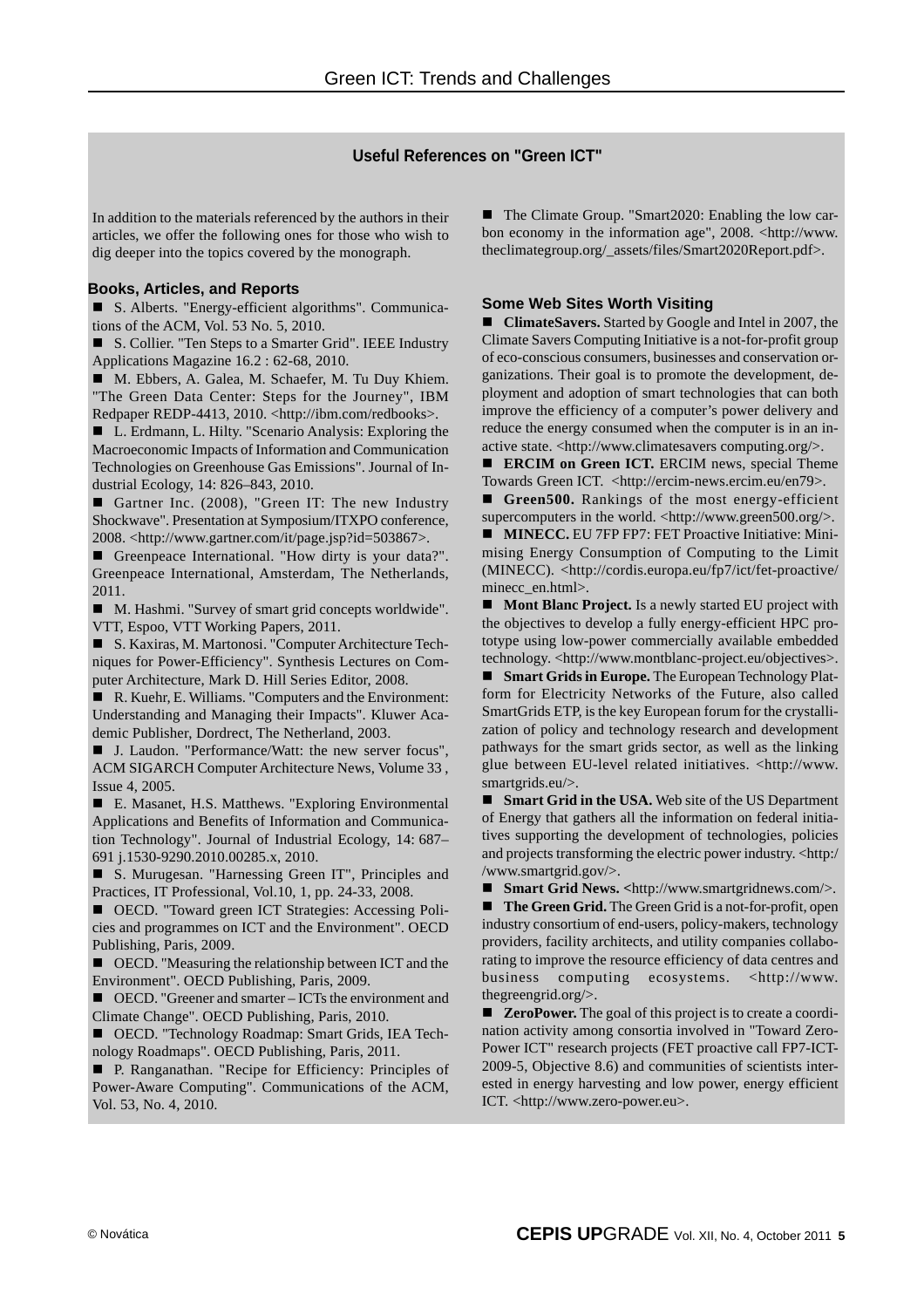## Useful References on "Green ICT"

In addition to the materials referenced by the authors in their articles, we offer the following ones for those who wish to dig deeper into the topics covered by the monograph.

### Books, Articles, and Reports

- S. Alberts. "Energy-efficient algorithms". Communications of the ACM, Vol. 53 No. 5, 2010.
- S. Collier. "Ten Steps to a Smarter Grid". IEEE Industry Applications Magazine 16.2 : 62-68, 2010.
- M. Ebbers, A. Galea, M. Schaefer, M. Tu Duy Khiem. "The Green Data Center: Steps for the Journey", IBM Redpaper REDP-4413, 2010. <http://ibm.com/redbooks>.
- L. Erdmann, L. Hilty. "Scenario Analysis: Exploring the Macroeconomic Impacts of Information and Communication Technologies on Greenhouse Gas Emissions". Journal of Industrial Ecology, 14: 826–843, 2010.
- Gartner Inc. (2008), "Green IT: The new Industry Shockwave". Presentation at Symposium/ITXPO conference, 2008. <http://www.gartner.com/it/page.jsp?id=503867>.
- Greenpeace International. "How dirty is your data?". Greenpeace International, Amsterdam, The Netherlands, 2011.
- M. Hashmi. "Survey of smart grid concepts worldwide". VTT, Espoo, VTT Working Papers, 2011.
- S. Kaxiras, M. Martonosi. "Computer Architecture Techniques for Power-Efficiency". Synthesis Lectures on Computer Architecture, Mark D. Hill Series Editor, 2008.
- R. Kuehr, E. Williams. "Computers and the Environment: Understanding and Managing their Impacts". Kluwer Academic Publisher, Dordrect, The Netherland, 2003.
- J. Laudon. "Performance/Watt: the new server focus", ACM SIGARCH Computer Architecture News, Volume 33 , Issue 4, 2005.
- E. Masanet, H.S. Matthews. "Exploring Environmental Applications and Benefits of Information and Communication Technology". Journal of Industrial Ecology, 14: 687–691 j.1530-9290.2010.00285.x, 2010.
- S. Murugesan. "Harnessing Green IT", Principles and Practices, IT Professional, Vol.10, 1, pp. 24-33, 2008.
- OECD. "Toward green ICT Strategies: Accessing Policies and programmes on ICT and the Environment". OECD Publishing, Paris, 2009.
- OECD. "Measuring the relationship between ICT and the Environment". OECD Publishing, Paris, 2009.
- OECD. "Greener and smarter – ICTs the environment and Climate Change". OECD Publishing, Paris, 2010.
- OECD. "Technology Roadmap: Smart Grids, IEA Technology Roadmaps". OECD Publishing, Paris, 2011.
- P. Ranganathan. "Recipe for Efficiency: Principles of Power-Aware Computing". Communications of the ACM, Vol. 53, No. 4, 2010.
- The Climate Group. "Smart2020: Enabling the low carbon economy in the information age", 2008. <http://www.theclimategroup.org/_assets/files/Smart2020Report.pdf>.

### Some Web Sites Worth Visiting

- **ClimateSavers.** Started by Google and Intel in 2007, the Climate Savers Computing Initiative is a not-for-profit group of eco-conscious consumers, businesses and conservation organizations. Their goal is to promote the development, deployment and adoption of smart technologies that can both improve the efficiency of a computer's power delivery and reduce the energy consumed when the computer is in an inactive state. <http://www.climatesavers computing.org/>.
- **ERCIM on Green ICT.** ERCIM news, special Theme Towards Green ICT. <http://ercim-news.ercim.eu/en79>.
- **Green500.** Rankings of the most energy-efficient supercomputers in the world. <http://www.green500.org/>.
- **MINECC.** EU 7FP FP7: FET Proactive Initiative: Minimising Energy Consumption of Computing to the Limit (MINECC). <http://cordis.europa.eu/fp7/ict/fet-proactive/minecc_en.html>.
- **Mont Blanc Project.** Is a newly started EU project with the objectives to develop a fully energy-efficient HPC prototype using low-power commercially available embedded technology. <http://www.montblanc-project.eu/objectives>.
- **Smart Grids in Europe.** The European Technology Platform for Electricity Networks of the Future, also called SmartGrids ETP, is the key European forum for the crystallization of policy and technology research and development pathways for the smart grids sector, as well as the linking glue between EU-level related initiatives. <http://www.smartgrids.eu/>.
- **Smart Grid in the USA.** Web site of the US Department of Energy that gathers all the information on federal initiatives supporting the development of technologies, policies and projects transforming the electric power industry. <http://www.smartgrid.gov/>.
- **Smart Grid News.** <http://www.smartgridnews.com/>.
- **The Green Grid.** The Green Grid is a not-for-profit, open industry consortium of end-users, policy-makers, technology providers, facility architects, and utility companies collaborating to improve the resource efficiency of data centres and business computing ecosystems. <http://www.thegreengrid.org/>.
- **ZeroPower.** The goal of this project is to create a coordination activity among consortia involved in "Toward Zero-Power ICT" research projects (FET proactive call FP7-ICT-2009-5, Objective 8.6) and communities of scientists interested in energy harvesting and low power, energy efficient ICT. <http://www.zero-power.eu>.